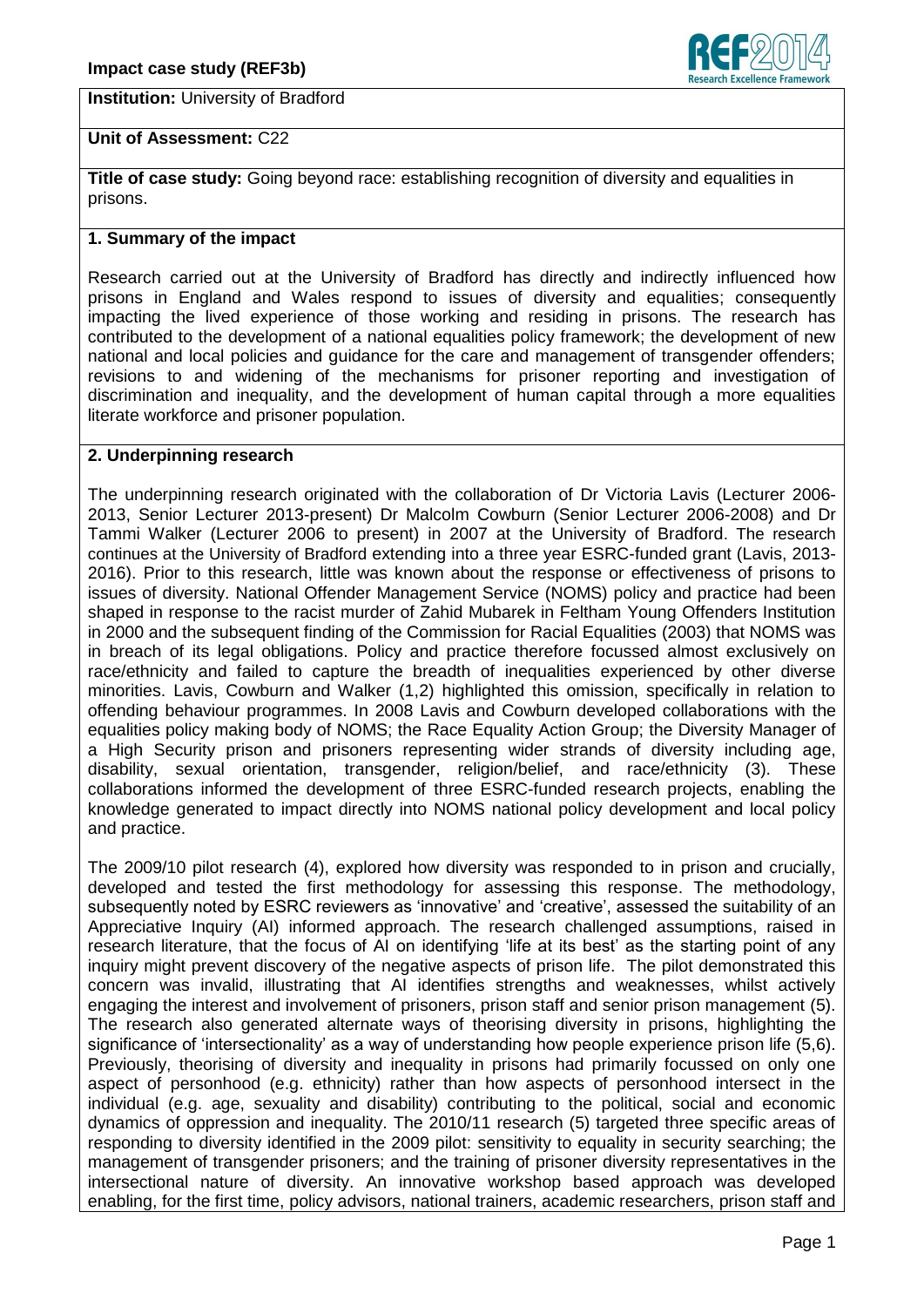**Institution:** University of Bradford

**Unit of Assessment:** C22

**Title of case study:** Going beyond race: establishing recognition of diversity and equalities in prisons.

## 1. Summary of the impact

Research carried out at the University of Bradford has directly and indirectly influenced how prisons in England and Wales respond to issues of diversity and equalities; consequently impacting the lived experience of those working and residing in prisons. The research has contributed to the development of a national equalities policy framework; the development of new national and local policies and guidance for the care and management of transgender offenders; revisions to and widening of the mechanisms for prisoner reporting and investigation of discrimination and inequality, and the development of human capital through a more equalities literate workforce and prisoner population.

## 2. Underpinning research

The underpinning research originated with the collaboration of Dr Victoria Lavis (Lecturer 2006-2013, Senior Lecturer 2013-present) Dr Malcolm Cowburn (Senior Lecturer 2006-2008) and Dr Tammi Walker (Lecturer 2006 to present) in 2007 at the University of Bradford. The research continues at the University of Bradford extending into a three year ESRC-funded grant (Lavis, 2013-2016). Prior to this research, little was known about the response or effectiveness of prisons to issues of diversity. National Offender Management Service (NOMS) policy and practice had been shaped in response to the racist murder of Zahid Mubarek in Feltham Young Offenders Institution in 2000 and the subsequent finding of the Commission for Racial Equalities (2003) that NOMS was in breach of its legal obligations. Policy and practice therefore focussed almost exclusively on race/ethnicity and failed to capture the breadth of inequalities experienced by other diverse minorities. Lavis, Cowburn and Walker (1,2) highlighted this omission, specifically in relation to offending behaviour programmes. In 2008 Lavis and Cowburn developed collaborations with the equalities policy making body of NOMS; the Race Equality Action Group; the Diversity Manager of a High Security prison and prisoners representing wider strands of diversity including age, disability, sexual orientation, transgender, religion/belief, and race/ethnicity (3). These collaborations informed the development of three ESRC-funded research projects, enabling the knowledge generated to impact directly into NOMS national policy development and local policy and practice.

The 2009/10 pilot research (4), explored how diversity was responded to in prison and crucially, developed and tested the first methodology for assessing this response. The methodology, subsequently noted by ESRC reviewers as 'innovative' and 'creative', assessed the suitability of an Appreciative Inquiry (AI) informed approach. The research challenged assumptions, raised in research literature, that the focus of AI on identifying 'life at its best' as the starting point of any inquiry might prevent discovery of the negative aspects of prison life. The pilot demonstrated this concern was invalid, illustrating that AI identifies strengths and weaknesses, whilst actively engaging the interest and involvement of prisoners, prison staff and senior prison management (5). The research also generated alternate ways of theorising diversity in prisons, highlighting the significance of 'intersectionality' as a way of understanding how people experience prison life (5,6). Previously, theorising of diversity and inequality in prisons had primarily focussed on only one aspect of personhood (e.g. ethnicity) rather than how aspects of personhood intersect in the individual (e.g. age, sexuality and disability) contributing to the political, social and economic dynamics of oppression and inequality. The 2010/11 research (5) targeted three specific areas of responding to diversity identified in the 2009 pilot: sensitivity to equality in security searching; the management of transgender prisoners; and the training of prisoner diversity representatives in the intersectional nature of diversity. An innovative workshop based approach was developed enabling, for the first time, policy advisors, national trainers, academic researchers, prison staff and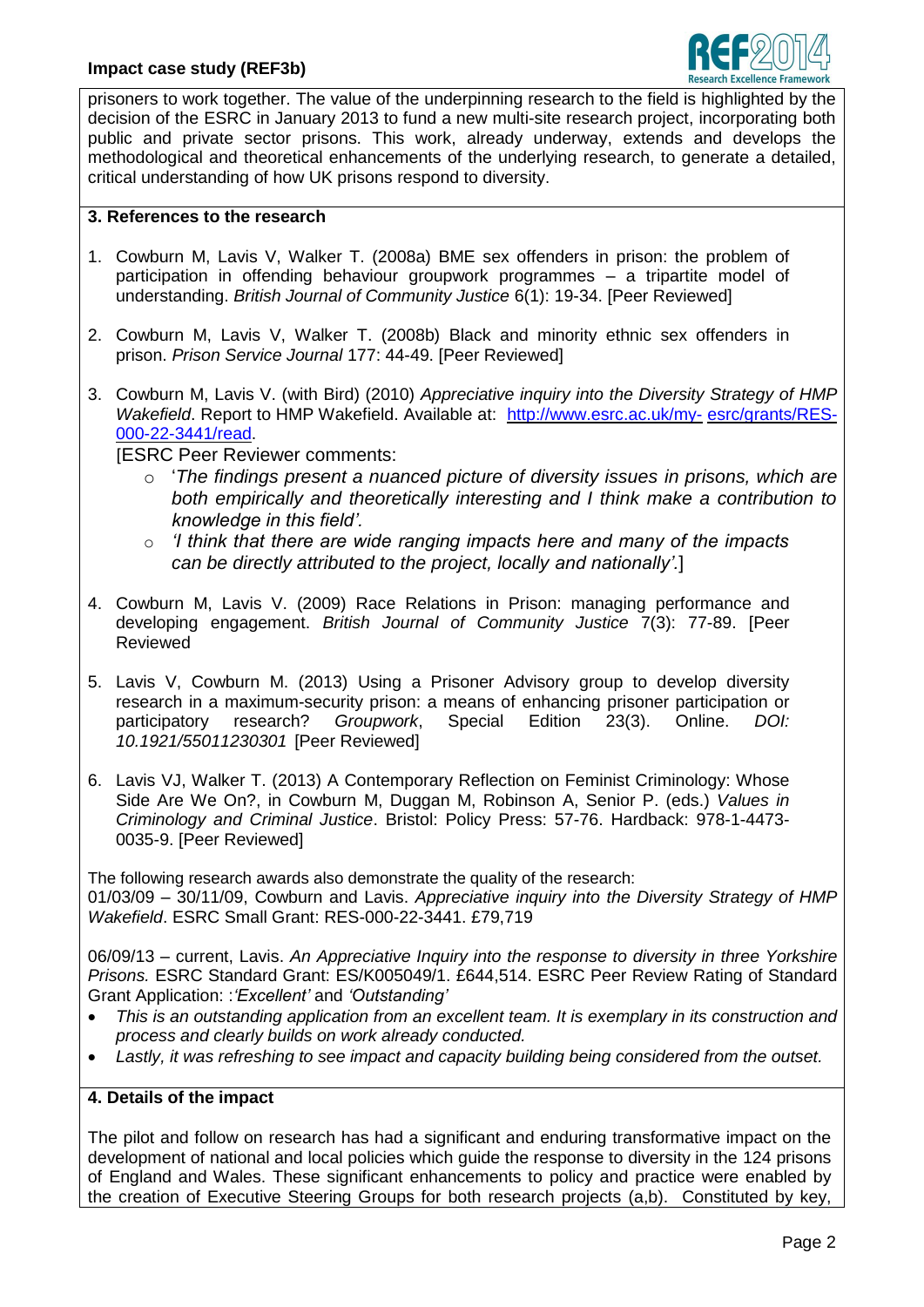prisoners to work together. The value of the underpinning research to the field is highlighted by the decision of the ESRC in January 2013 to fund a new multi-site research project, incorporating both public and private sector prisons. This work, already underway, extends and develops the methodological and theoretical enhancements of the underlying research, to generate a detailed, critical understanding of how UK prisons respond to diversity.

## 3. References to the research

1. Cowburn M, Lavis V, Walker T. (2008a) BME sex offenders in prison: the problem of participation in offending behaviour groupwork programmes – a tripartite model of understanding. *British Journal of Community Justice* 6(1): 19-34. [Peer Reviewed]

2. Cowburn M, Lavis V, Walker T. (2008b) Black and minority ethnic sex offenders in prison. *Prison Service Journal* 177: 44-49. [Peer Reviewed]

3. Cowburn M, Lavis V. (with Bird) (2010) *Appreciative inquiry into the Diversity Strategy of HMP Wakefield*. Report to HMP Wakefield. Available at: http://www.esrc.ac.uk/my- esrc/grants/RES-000-22-3441/read.

   [ESRC Peer Reviewer comments:
   - '*The findings present a nuanced picture of diversity issues in prisons, which are both empirically and theoretically interesting and I think make a contribution to knowledge in this field'.*
   - *'I think that there are wide ranging impacts here and many of the impacts can be directly attributed to the project, locally and nationally'.*]

4. Cowburn M, Lavis V. (2009) Race Relations in Prison: managing performance and developing engagement. *British Journal of Community Justice* 7(3): 77-89. [Peer Reviewed

5. Lavis V, Cowburn M. (2013) Using a Prisoner Advisory group to develop diversity research in a maximum-security prison: a means of enhancing prisoner participation or participatory research? *Groupwork*, Special Edition 23(3). Online. *DOI: 10.1921/55011230301* [Peer Reviewed]

6. Lavis VJ, Walker T. (2013) A Contemporary Reflection on Feminist Criminology: Whose Side Are We On?, in Cowburn M, Duggan M, Robinson A, Senior P. (eds.) *Values in Criminology and Criminal Justice*. Bristol: Policy Press: 57-76. Hardback: 978-1-4473-0035-9. [Peer Reviewed]

The following research awards also demonstrate the quality of the research:
01/03/09 – 30/11/09, Cowburn and Lavis. *Appreciative inquiry into the Diversity Strategy of HMP Wakefield*. ESRC Small Grant: RES-000-22-3441. £79,719

06/09/13 – current, Lavis. *An Appreciative Inquiry into the response to diversity in three Yorkshire Prisons.* ESRC Standard Grant: ES/K005049/1. £644,514. ESRC Peer Review Rating of Standard Grant Application: :*'Excellent'* and *'Outstanding'*

- *This is an outstanding application from an excellent team. It is exemplary in its construction and process and clearly builds on work already conducted.*
- *Lastly, it was refreshing to see impact and capacity building being considered from the outset.*

## 4. Details of the impact

The pilot and follow on research has had a significant and enduring transformative impact on the development of national and local policies which guide the response to diversity in the 124 prisons of England and Wales. These significant enhancements to policy and practice were enabled by the creation of Executive Steering Groups for both research projects (a,b). Constituted by key,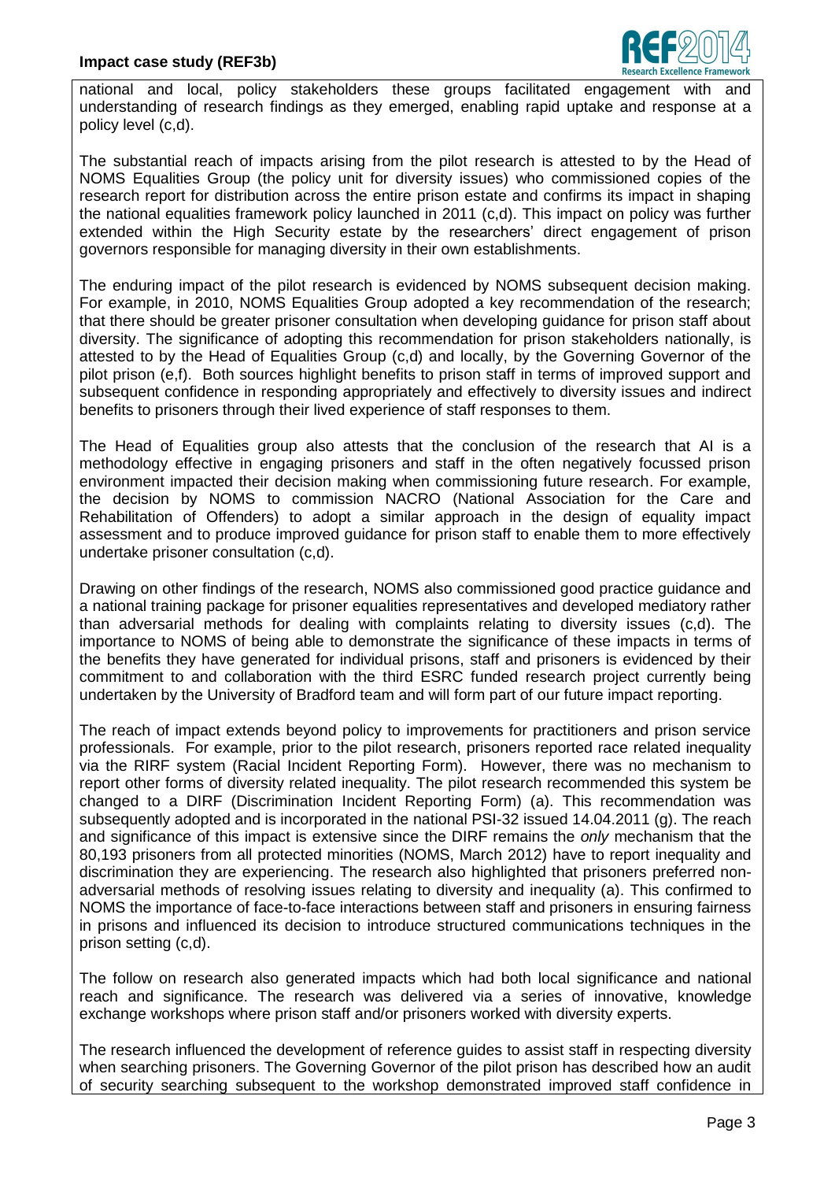national and local, policy stakeholders these groups facilitated engagement with and understanding of research findings as they emerged, enabling rapid uptake and response at a policy level (c,d).

The substantial reach of impacts arising from the pilot research is attested to by the Head of NOMS Equalities Group (the policy unit for diversity issues) who commissioned copies of the research report for distribution across the entire prison estate and confirms its impact in shaping the national equalities framework policy launched in 2011 (c,d). This impact on policy was further extended within the High Security estate by the researchers' direct engagement of prison governors responsible for managing diversity in their own establishments.

The enduring impact of the pilot research is evidenced by NOMS subsequent decision making. For example, in 2010, NOMS Equalities Group adopted a key recommendation of the research; that there should be greater prisoner consultation when developing guidance for prison staff about diversity. The significance of adopting this recommendation for prison stakeholders nationally, is attested to by the Head of Equalities Group (c,d) and locally, by the Governing Governor of the pilot prison (e,f). Both sources highlight benefits to prison staff in terms of improved support and subsequent confidence in responding appropriately and effectively to diversity issues and indirect benefits to prisoners through their lived experience of staff responses to them.

The Head of Equalities group also attests that the conclusion of the research that AI is a methodology effective in engaging prisoners and staff in the often negatively focussed prison environment impacted their decision making when commissioning future research. For example, the decision by NOMS to commission NACRO (National Association for the Care and Rehabilitation of Offenders) to adopt a similar approach in the design of equality impact assessment and to produce improved guidance for prison staff to enable them to more effectively undertake prisoner consultation (c,d).

Drawing on other findings of the research, NOMS also commissioned good practice guidance and a national training package for prisoner equalities representatives and developed mediatory rather than adversarial methods for dealing with complaints relating to diversity issues (c,d). The importance to NOMS of being able to demonstrate the significance of these impacts in terms of the benefits they have generated for individual prisons, staff and prisoners is evidenced by their commitment to and collaboration with the third ESRC funded research project currently being undertaken by the University of Bradford team and will form part of our future impact reporting.

The reach of impact extends beyond policy to improvements for practitioners and prison service professionals. For example, prior to the pilot research, prisoners reported race related inequality via the RIRF system (Racial Incident Reporting Form). However, there was no mechanism to report other forms of diversity related inequality. The pilot research recommended this system be changed to a DIRF (Discrimination Incident Reporting Form) (a). This recommendation was subsequently adopted and is incorporated in the national PSI-32 issued 14.04.2011 (g). The reach and significance of this impact is extensive since the DIRF remains the *only* mechanism that the 80,193 prisoners from all protected minorities (NOMS, March 2012) have to report inequality and discrimination they are experiencing. The research also highlighted that prisoners preferred non-adversarial methods of resolving issues relating to diversity and inequality (a). This confirmed to NOMS the importance of face-to-face interactions between staff and prisoners in ensuring fairness in prisons and influenced its decision to introduce structured communications techniques in the prison setting (c,d).

The follow on research also generated impacts which had both local significance and national reach and significance. The research was delivered via a series of innovative, knowledge exchange workshops where prison staff and/or prisoners worked with diversity experts.

The research influenced the development of reference guides to assist staff in respecting diversity when searching prisoners. The Governing Governor of the pilot prison has described how an audit of security searching subsequent to the workshop demonstrated improved staff confidence in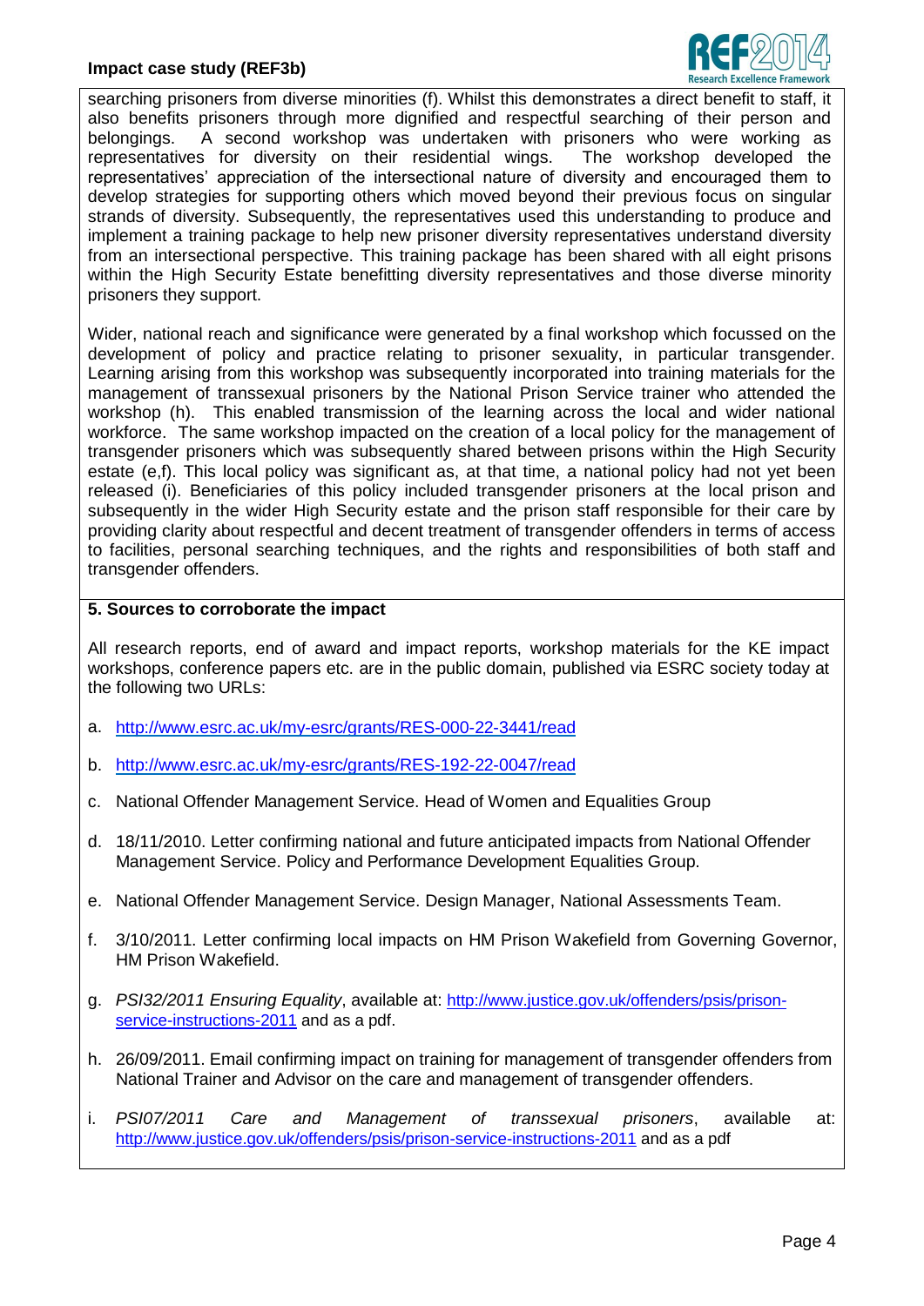searching prisoners from diverse minorities (f). Whilst this demonstrates a direct benefit to staff, it also benefits prisoners through more dignified and respectful searching of their person and belongings. A second workshop was undertaken with prisoners who were working as representatives for diversity on their residential wings. The workshop developed the representatives' appreciation of the intersectional nature of diversity and encouraged them to develop strategies for supporting others which moved beyond their previous focus on singular strands of diversity. Subsequently, the representatives used this understanding to produce and implement a training package to help new prisoner diversity representatives understand diversity from an intersectional perspective. This training package has been shared with all eight prisons within the High Security Estate benefitting diversity representatives and those diverse minority prisoners they support.

Wider, national reach and significance were generated by a final workshop which focussed on the development of policy and practice relating to prisoner sexuality, in particular transgender. Learning arising from this workshop was subsequently incorporated into training materials for the management of transsexual prisoners by the National Prison Service trainer who attended the workshop (h). This enabled transmission of the learning across the local and wider national workforce. The same workshop impacted on the creation of a local policy for the management of transgender prisoners which was subsequently shared between prisons within the High Security estate (e,f). This local policy was significant as, at that time, a national policy had not yet been released (i). Beneficiaries of this policy included transgender prisoners at the local prison and subsequently in the wider High Security estate and the prison staff responsible for their care by providing clarity about respectful and decent treatment of transgender offenders in terms of access to facilities, personal searching techniques, and the rights and responsibilities of both staff and transgender offenders.

## 5. Sources to corroborate the impact

All research reports, end of award and impact reports, workshop materials for the KE impact workshops, conference papers etc. are in the public domain, published via ESRC society today at the following two URLs:

a. http://www.esrc.ac.uk/my-esrc/grants/RES-000-22-3441/read

b. http://www.esrc.ac.uk/my-esrc/grants/RES-192-22-0047/read

c. National Offender Management Service. Head of Women and Equalities Group

d. 18/11/2010. Letter confirming national and future anticipated impacts from National Offender Management Service. Policy and Performance Development Equalities Group.

e. National Offender Management Service. Design Manager, National Assessments Team.

f. 3/10/2011. Letter confirming local impacts on HM Prison Wakefield from Governing Governor, HM Prison Wakefield.

g. *PSI32/2011 Ensuring Equality*, available at: http://www.justice.gov.uk/offenders/psis/prison-service-instructions-2011 and as a pdf.

h. 26/09/2011. Email confirming impact on training for management of transgender offenders from National Trainer and Advisor on the care and management of transgender offenders.

i. *PSI07/2011 Care and Management of transsexual prisoners*, available at: http://www.justice.gov.uk/offenders/psis/prison-service-instructions-2011 and as a pdf